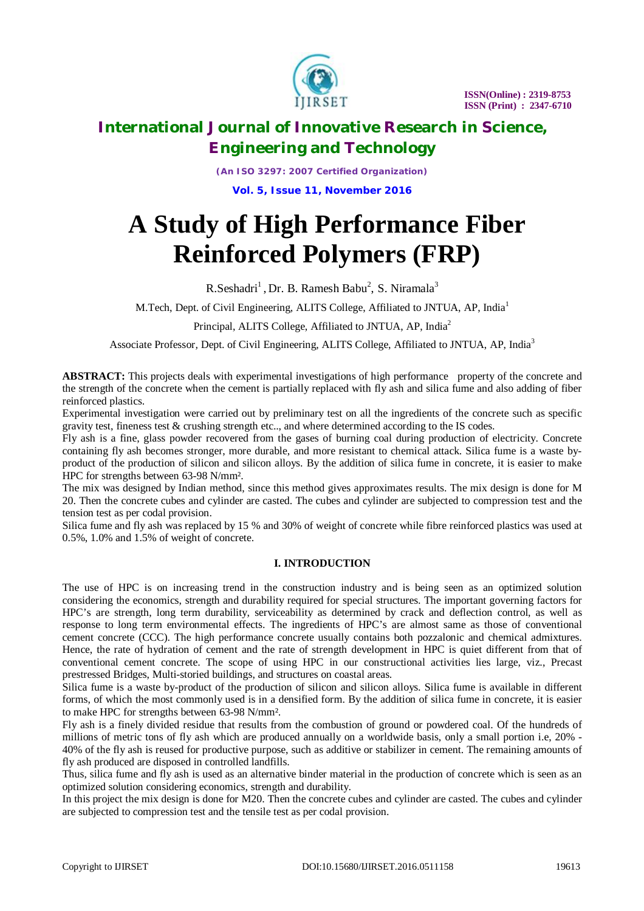# A Study of High Performance Fiber Reinforced Polymers (FRP)

R.Seshadri[1], Dr. B. Ramesh Babu[2], S. Niramala[3]

M.Tech, Dept. of Civil Engineering, ALITS College, Affiliated to JNTUA, AP, India[1]

Principal, ALITS College, Affiliated to JNTUA, AP, India[2]

Associate Professor, Dept. of Civil Engineering, ALITS College, Affiliated to JNTUA, AP, India[3]

**ABSTRACT:** This projects deals with experimental investigations of high performance property of the concrete and the strength of the concrete when the cement is partially replaced with fly ash and silica fume and also adding of fiber reinforced plastics.

Experimental investigation were carried out by preliminary test on all the ingredients of the concrete such as specific gravity test, fineness test & crushing strength etc.., and where determined according to the IS codes.

Fly ash is a fine, glass powder recovered from the gases of burning coal during production of electricity. Concrete containing fly ash becomes stronger, more durable, and more resistant to chemical attack. Silica fume is a waste by-product of the production of silicon and silicon alloys. By the addition of silica fume in concrete, it is easier to make HPC for strengths between 63-98 N/mm².

The mix was designed by Indian method, since this method gives approximates results. The mix design is done for M 20. Then the concrete cubes and cylinder are casted. The cubes and cylinder are subjected to compression test and the tension test as per codal provision.

Silica fume and fly ash was replaced by 15 % and 30% of weight of concrete while fibre reinforced plastics was used at 0.5%, 1.0% and 1.5% of weight of concrete.

## I. INTRODUCTION

The use of HPC is on increasing trend in the construction industry and is being seen as an optimized solution considering the economics, strength and durability required for special structures. The important governing factors for HPC's are strength, long term durability, serviceability as determined by crack and deflection control, as well as response to long term environmental effects. The ingredients of HPC's are almost same as those of conventional cement concrete (CCC). The high performance concrete usually contains both pozzalonic and chemical admixtures. Hence, the rate of hydration of cement and the rate of strength development in HPC is quiet different from that of conventional cement concrete. The scope of using HPC in our constructional activities lies large, viz., Precast prestressed Bridges, Multi-storied buildings, and structures on coastal areas.

Silica fume is a waste by-product of the production of silicon and silicon alloys. Silica fume is available in different forms, of which the most commonly used is in a densified form. By the addition of silica fume in concrete, it is easier to make HPC for strengths between 63-98 N/mm².

Fly ash is a finely divided residue that results from the combustion of ground or powdered coal. Of the hundreds of millions of metric tons of fly ash which are produced annually on a worldwide basis, only a small portion i.e, 20% - 40% of the fly ash is reused for productive purpose, such as additive or stabilizer in cement. The remaining amounts of fly ash produced are disposed in controlled landfills.

Thus, silica fume and fly ash is used as an alternative binder material in the production of concrete which is seen as an optimized solution considering economics, strength and durability.

In this project the mix design is done for M20. Then the concrete cubes and cylinder are casted. The cubes and cylinder are subjected to compression test and the tensile test as per codal provision.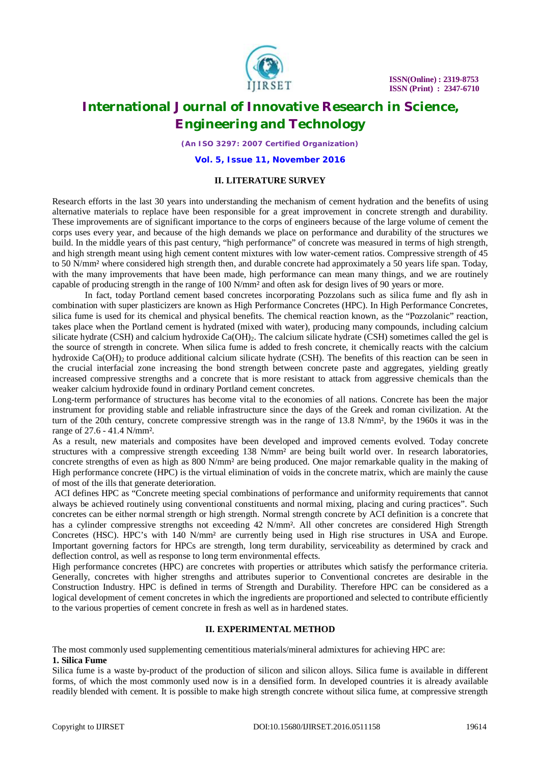## II. LITERATURE SURVEY

Research efforts in the last 30 years into understanding the mechanism of cement hydration and the benefits of using alternative materials to replace have been responsible for a great improvement in concrete strength and durability. These improvements are of significant importance to the corps of engineers because of the large volume of cement the corps uses every year, and because of the high demands we place on performance and durability of the structures we build. In the middle years of this past century, "high performance" of concrete was measured in terms of high strength, and high strength meant using high cement content mixtures with low water-cement ratios. Compressive strength of 45 to 50 N/mm² where considered high strength then, and durable concrete had approximately a 50 years life span. Today, with the many improvements that have been made, high performance can mean many things, and we are routinely capable of producing strength in the range of 100 N/mm² and often ask for design lives of 90 years or more.

In fact, today Portland cement based concretes incorporating Pozzolans such as silica fume and fly ash in combination with super plasticizers are known as High Performance Concretes (HPC). In High Performance Concretes, silica fume is used for its chemical and physical benefits. The chemical reaction known, as the "Pozzolanic" reaction, takes place when the Portland cement is hydrated (mixed with water), producing many compounds, including calcium silicate hydrate (CSH) and calcium hydroxide $Ca(OH)_2$. The calcium silicate hydrate (CSH) sometimes called the gel is the source of strength in concrete. When silica fume is added to fresh concrete, it chemically reacts with the calcium hydroxide $Ca(OH)_2$ to produce additional calcium silicate hydrate (CSH). The benefits of this reaction can be seen in the crucial interfacial zone increasing the bond strength between concrete paste and aggregates, yielding greatly increased compressive strengths and a concrete that is more resistant to attack from aggressive chemicals than the weaker calcium hydroxide found in ordinary Portland cement concretes.

Long-term performance of structures has become vital to the economies of all nations. Concrete has been the major instrument for providing stable and reliable infrastructure since the days of the Greek and roman civilization. At the turn of the 20th century, concrete compressive strength was in the range of 13.8 N/mm², by the 1960s it was in the range of 27.6 - 41.4 N/mm².

As a result, new materials and composites have been developed and improved cements evolved. Today concrete structures with a compressive strength exceeding 138 N/mm² are being built world over. In research laboratories, concrete strengths of even as high as 800 N/mm² are being produced. One major remarkable quality in the making of High performance concrete (HPC) is the virtual elimination of voids in the concrete matrix, which are mainly the cause of most of the ills that generate deterioration.

ACI defines HPC as "Concrete meeting special combinations of performance and uniformity requirements that cannot always be achieved routinely using conventional constituents and normal mixing, placing and curing practices". Such concretes can be either normal strength or high strength. Normal strength concrete by ACI definition is a concrete that has a cylinder compressive strengths not exceeding 42 N/mm². All other concretes are considered High Strength Concretes (HSC). HPC's with 140 N/mm² are currently being used in High rise structures in USA and Europe. Important governing factors for HPCs are strength, long term durability, serviceability as determined by crack and deflection control, as well as response to long term environmental effects.

High performance concretes (HPC) are concretes with properties or attributes which satisfy the performance criteria. Generally, concretes with higher strengths and attributes superior to Conventional concretes are desirable in the Construction Industry. HPC is defined in terms of Strength and Durability. Therefore HPC can be considered as a logical development of cement concretes in which the ingredients are proportioned and selected to contribute efficiently to the various properties of cement concrete in fresh as well as in hardened states.

## II. EXPERIMENTAL METHOD

The most commonly used supplementing cementitious materials/mineral admixtures for achieving HPC are:

**1. Silica Fume**

Silica fume is a waste by-product of the production of silicon and silicon alloys. Silica fume is available in different forms, of which the most commonly used now is in a densified form. In developed countries it is already available readily blended with cement. It is possible to make high strength concrete without silica fume, at compressive strength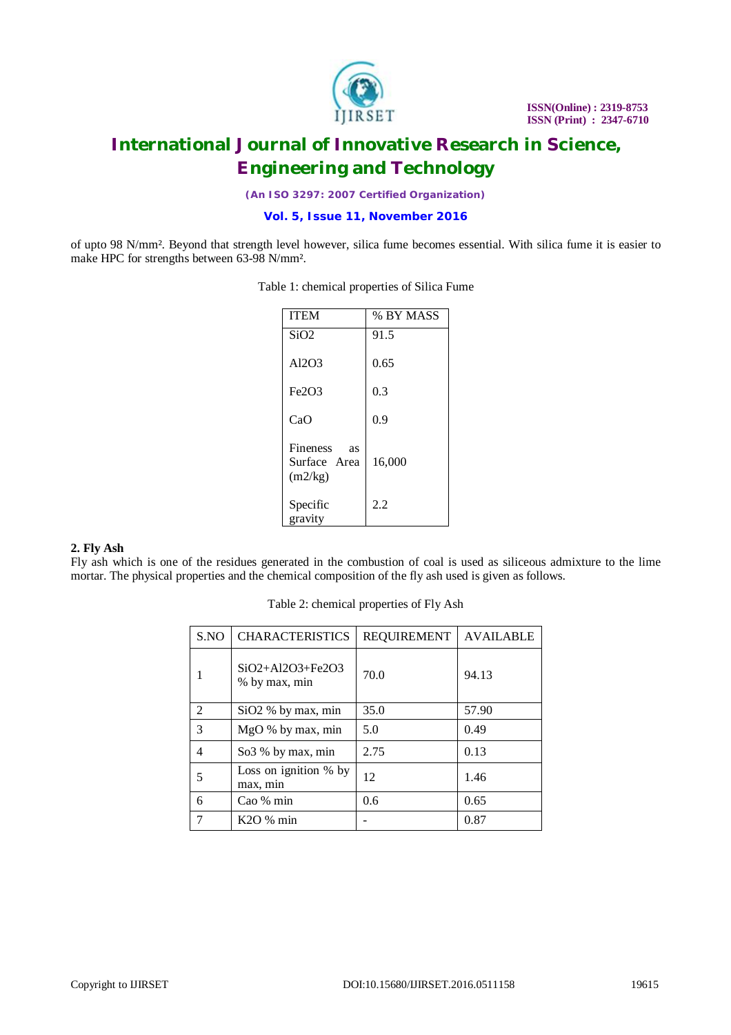of upto 98 N/mm². Beyond that strength level however, silica fume becomes essential. With silica fume it is easier to make HPC for strengths between 63-98 N/mm².

Table 1: chemical properties of Silica Fume

| ITEM | % BY MASS |
|---|---|
| $SiO_2$ | 91.5 |
| $Al_2O_3$ | 0.65 |
| $Fe_2O_3$ | 0.3 |
| CaO | 0.9 |
| Fineness as Surface Area (m2/kg) | 16,000 |
| Specific gravity | 2.2 |

**2. Fly Ash**

Fly ash which is one of the residues generated in the combustion of coal is used as siliceous admixture to the lime mortar. The physical properties and the chemical composition of the fly ash used is given as follows.

Table 2: chemical properties of Fly Ash

| S.NO | CHARACTERISTICS | REQUIREMENT | AVAILABLE |
|---|---|---|---|
| 1 | $SiO_2+Al_2O_3+Fe_2O_3$ % by max, min | 70.0 | 94.13 |
| 2 | $SiO_2$ % by max, min | 35.0 | 57.90 |
| 3 | MgO % by max, min | 5.0 | 0.49 |
| 4 | $So_3$ % by max, min | 2.75 | 0.13 |
| 5 | Loss on ignition % by max, min | 12 | 1.46 |
| 6 | Cao % min | 0.6 | 0.65 |
| 7 | $K_2O$ % min | - | 0.87 |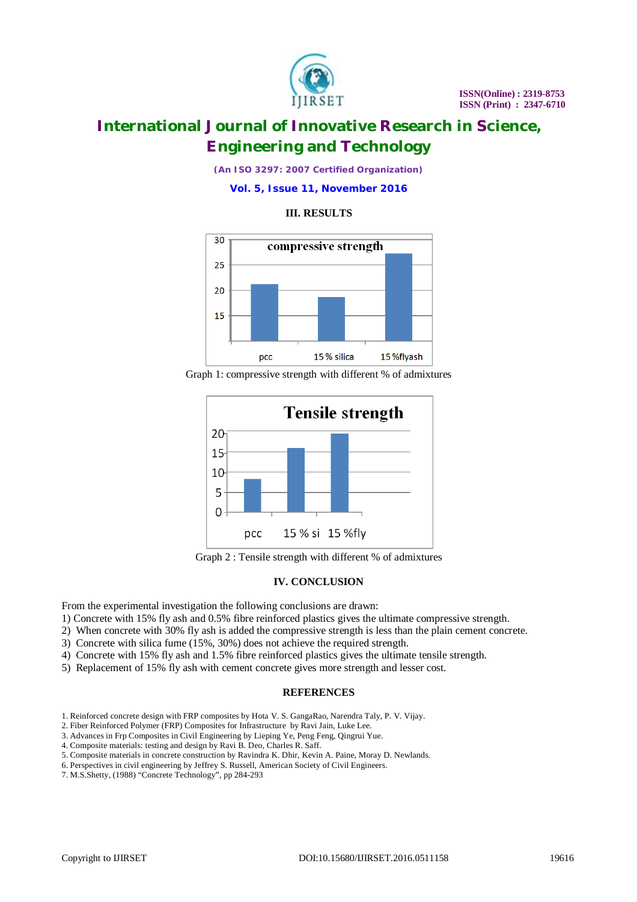## III. RESULTS

compressive strength

30
25
20
15

pcc
15 % silica
15 %flyash

Graph 1: compressive strength with different % of admixtures

Tensile strength

20
15
10
5
0

pcc
15 % si
15 %fly

Graph 2 : Tensile strength with different % of admixtures

## IV. CONCLUSION

From the experimental investigation the following conclusions are drawn:

1) Concrete with 15% fly ash and 0.5% fibre reinforced plastics gives the ultimate compressive strength.
2) When concrete with 30% fly ash is added the compressive strength is less than the plain cement concrete.
3) Concrete with silica fume (15%, 30%) does not achieve the required strength.
4) Concrete with 15% fly ash and 1.5% fibre reinforced plastics gives the ultimate tensile strength.
5) Replacement of 15% fly ash with cement concrete gives more strength and lesser cost.

## REFERENCES

1. Reinforced concrete design with FRP composites by Hota V. S. GangaRao, Narendra Taly, P. V. Vijay.
2. Fiber Reinforced Polymer (FRP) Composites for Infrastructure by Ravi Jain, Luke Lee.
3. Advances in Frp Composites in Civil Engineering by Lieping Ye, Peng Feng, Qingrui Yue.
4. Composite materials: testing and design by Ravi B. Deo, Charles R. Saff.
5. Composite materials in concrete construction by Ravindra K. Dhir, Kevin A. Paine, Moray D. Newlands.
6. Perspectives in civil engineering by Jeffrey S. Russell, American Society of Civil Engineers.
7. M.S.Shetty, (1988) "Concrete Technology", pp 284-293